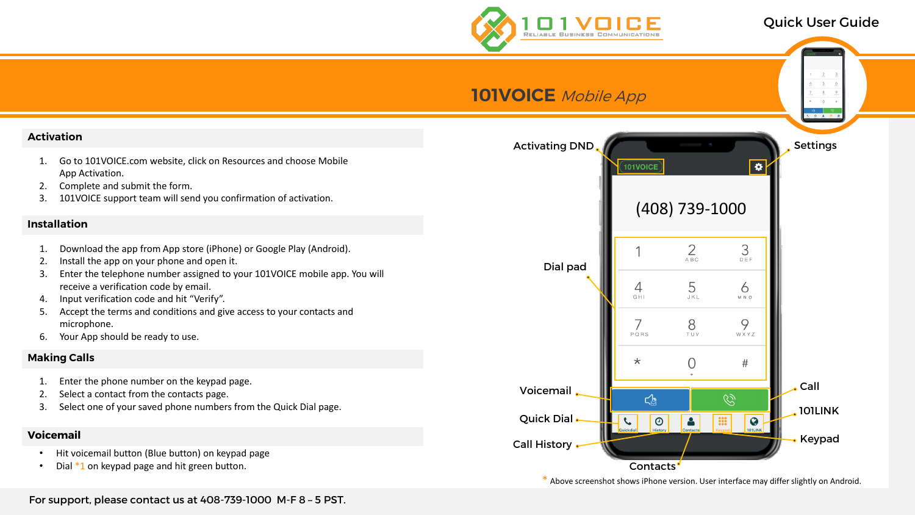101VOICE Reliable Business Communications

Quick User Guide

# 101VOICE *Mobile App*

## Activation

1. Go to 101VOICE.com website, click on Resources and choose Mobile App Activation.
2. Complete and submit the form.
3. 101VOICE support team will send you confirmation of activation.

## Installation

1. Download the app from App store (iPhone) or Google Play (Android).
2. Install the app on your phone and open it.
3. Enter the telephone number assigned to your 101VOICE mobile app. You will receive a verification code by email.
4. Input verification code and hit "Verify".
5. Accept the terms and conditions and give access to your contacts and microphone.
6. Your App should be ready to use.

## Making Calls

1. Enter the phone number on the keypad page.
2. Select a contact from the contacts page.
3. Select one of your saved phone numbers from the Quick Dial page.

## Voicemail

- Hit voicemail button (Blue button) on keypad page
- Dial *1 on keypad page and hit green button.

Activating DND

Settings

(408) 739-1000

Dial pad

Voicemail

Call

101LINK

Quick Dial

Keypad

Call History

Contacts

\* Above screenshot shows iPhone version. User interface may differ slightly on Android.

For support, please contact us at 408-739-1000 M-F 8 – 5 PST.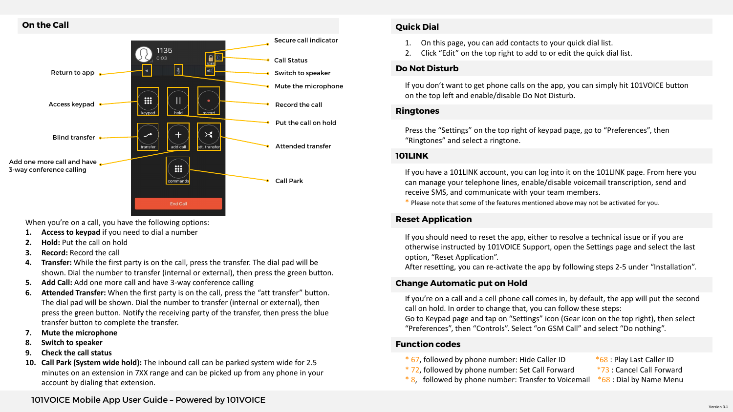## On the Call

Secure call indicator

Return to app

Call Status

Switch to speaker

Mute the microphone

Access keypad

Record the call

Put the call on hold

Blind transfer

Attended transfer

Add one more call and have 3-way conference calling

Call Park

When you're on a call, you have the following options:

1. **Access to keypad** if you need to dial a number
2. **Hold:** Put the call on hold
3. **Record:** Record the call
4. **Transfer:** While the first party is on the call, press the transfer. The dial pad will be shown. Dial the number to transfer (internal or external), then press the green button.
5. **Add Call:** Add one more call and have 3-way conference calling
6. **Attended Transfer:** When the first party is on the call, press the "att transfer" button. The dial pad will be shown. Dial the number to transfer (internal or external), then press the green button. Notify the receiving party of the transfer, then press the blue transfer button to complete the transfer.
7. **Mute the microphone**
8. **Switch to speaker**
9. **Check the call status**
10. **Call Park (System wide hold):** The inbound call can be parked system wide for 2.5 minutes on an extension in 7XX range and can be picked up from any phone in your account by dialing that extension.

## Quick Dial

1. On this page, you can add contacts to your quick dial list.
2. Click "Edit" on the top right to add to or edit the quick dial list.

## Do Not Disturb

If you don't want to get phone calls on the app, you can simply hit 101VOICE button on the top left and enable/disable Do Not Disturb.

## Ringtones

Press the "Settings" on the top right of keypad page, go to "Preferences", then "Ringtones" and select a ringtone.

## 101LINK

If you have a 101LINK account, you can log into it on the 101LINK page. From here you can manage your telephone lines, enable/disable voicemail transcription, send and receive SMS, and communicate with your team members.

* Please note that some of the features mentioned above may not be activated for you.

## Reset Application

If you should need to reset the app, either to resolve a technical issue or if you are otherwise instructed by 101VOICE Support, open the Settings page and select the last option, "Reset Application".

After resetting, you can re-activate the app by following steps 2-5 under "Installation".

## Change Automatic put on Hold

If you're on a call and a cell phone call comes in, by default, the app will put the second call on hold. In order to change that, you can follow these steps:

Go to Keypad page and tap on "Settings" icon (Gear icon on the top right), then select "Preferences", then "Controls". Select "on GSM Call" and select "Do nothing".

## Function codes

| | |
|---|---|
| * 67, followed by phone number: Hide Caller ID | *68 : Play Last Caller ID |
| * 72, followed by phone number: Set Call Forward | *73 : Cancel Call Forward |
| * 8, followed by phone number: Transfer to Voicemail | *68 : Dial by Name Menu |